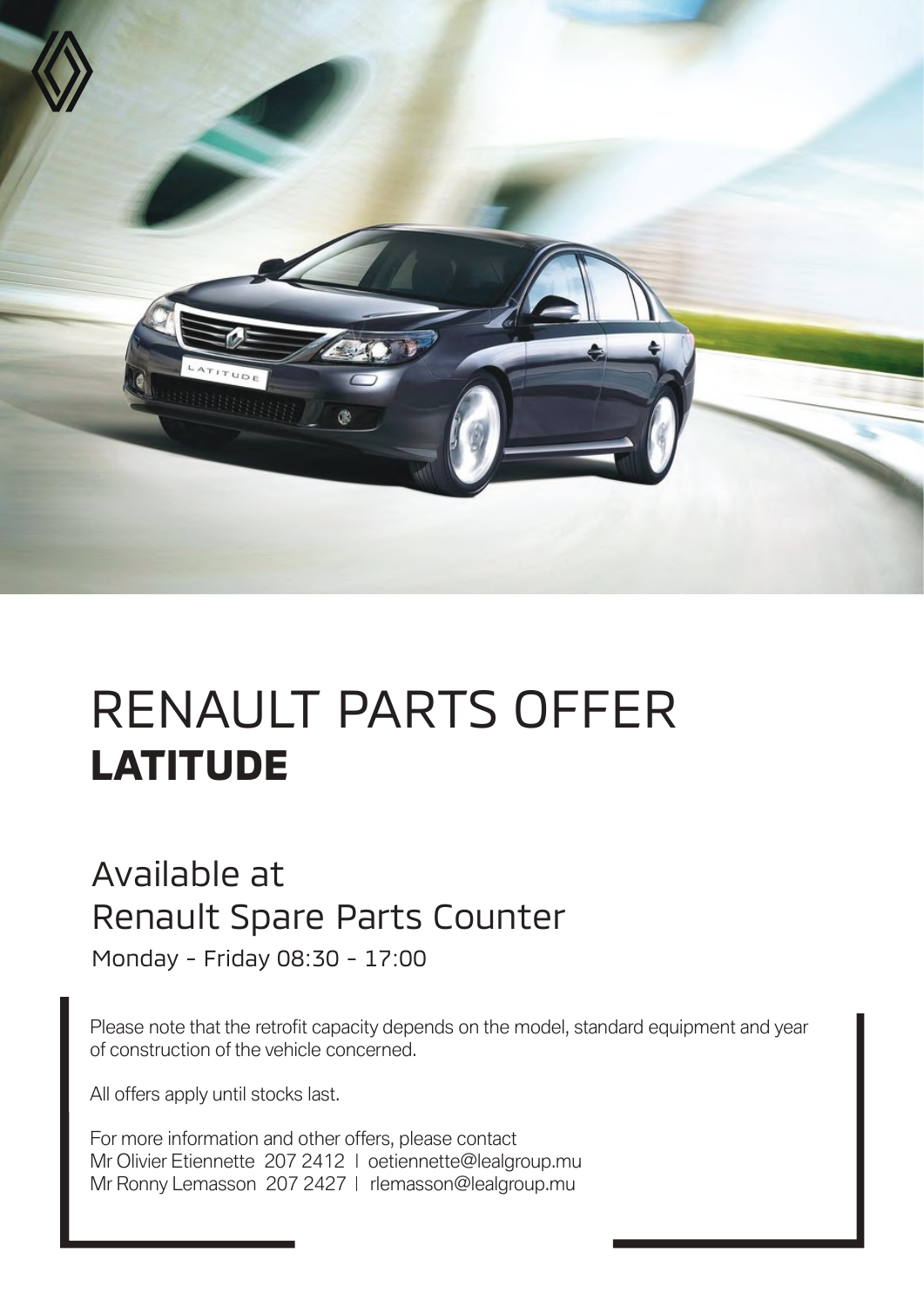# RENAULT PARTS OFFER
## LATITUDE

### Available at
### Renault Spare Parts Counter

Monday - Friday 08:30 - 17:00

Please note that the retrofit capacity depends on the model, standard equipment and year of construction of the vehicle concerned.

All offers apply until stocks last.

For more information and other offers, please contact
Mr Olivier Etiennette 207 2412 | oetiennette@lealgroup.mu
Mr Ronny Lemasson 207 2427 | rlemasson@lealgroup.mu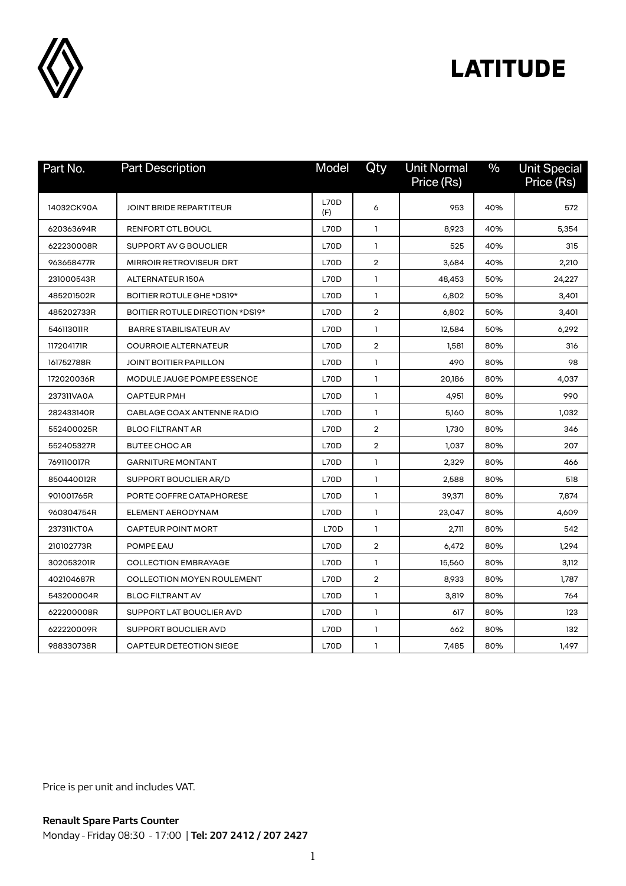# LATITUDE

| Part No. | Part Description | Model | Qty | Unit Normal Price (Rs) | % | Unit Special Price (Rs) |
|---|---|---|---|---|---|---|
| 14032CK90A | JOINT BRIDE REPARTITEUR | L70D (F) | 6 | 953 | 40% | 572 |
| 620363694R | RENFORT CTL BOUCL | L70D | 1 | 8,923 | 40% | 5,354 |
| 622230008R | SUPPORT AV G BOUCLIER | L70D | 1 | 525 | 40% | 315 |
| 963658477R | MIRROIR RETROVISEUR DRT | L70D | 2 | 3,684 | 40% | 2,210 |
| 231000543R | ALTERNATEUR 150A | L70D | 1 | 48,453 | 50% | 24,227 |
| 485201502R | BOITIER ROTULE GHE *DS19* | L70D | 1 | 6,802 | 50% | 3,401 |
| 485202733R | BOITIER ROTULE DIRECTION *DS19* | L70D | 2 | 6,802 | 50% | 3,401 |
| 546113011R | BARRE STABILISATEUR AV | L70D | 1 | 12,584 | 50% | 6,292 |
| 117204171R | COURROIE ALTERNATEUR | L70D | 2 | 1,581 | 80% | 316 |
| 161752788R | JOINT BOITIER PAPILLON | L70D | 1 | 490 | 80% | 98 |
| 172020036R | MODULE JAUGE POMPE ESSENCE | L70D | 1 | 20,186 | 80% | 4,037 |
| 237311VA0A | CAPTEUR PMH | L70D | 1 | 4,951 | 80% | 990 |
| 282433140R | CABLAGE COAX ANTENNE RADIO | L70D | 1 | 5,160 | 80% | 1,032 |
| 552400025R | BLOC FILTRANT AR | L70D | 2 | 1,730 | 80% | 346 |
| 552405327R | BUTEE CHOC AR | L70D | 2 | 1,037 | 80% | 207 |
| 769110017R | GARNITURE MONTANT | L70D | 1 | 2,329 | 80% | 466 |
| 850440012R | SUPPORT BOUCLIER AR/D | L70D | 1 | 2,588 | 80% | 518 |
| 901001765R | PORTE COFFRE CATAPHORESE | L70D | 1 | 39,371 | 80% | 7,874 |
| 960304754R | ELEMENT AERODYNAM | L70D | 1 | 23,047 | 80% | 4,609 |
| 237311KT0A | CAPTEUR POINT MORT | L70D | 1 | 2,711 | 80% | 542 |
| 210102773R | POMPE EAU | L70D | 2 | 6,472 | 80% | 1,294 |
| 302053201R | COLLECTION EMBRAYAGE | L70D | 1 | 15,560 | 80% | 3,112 |
| 402104687R | COLLECTION MOYEN ROULEMENT | L70D | 2 | 8,933 | 80% | 1,787 |
| 543200004R | BLOC FILTRANT AV | L70D | 1 | 3,819 | 80% | 764 |
| 622200008R | SUPPORT LAT BOUCLIER AVD | L70D | 1 | 617 | 80% | 123 |
| 622220009R | SUPPORT BOUCLIER AVD | L70D | 1 | 662 | 80% | 132 |
| 988330738R | CAPTEUR DETECTION SIEGE | L70D | 1 | 7,485 | 80% | 1,497 |

Price is per unit and includes VAT.

**Renault Spare Parts Counter**
Monday - Friday 08:30 - 17:00 | **Tel: 207 2412 / 207 2427**